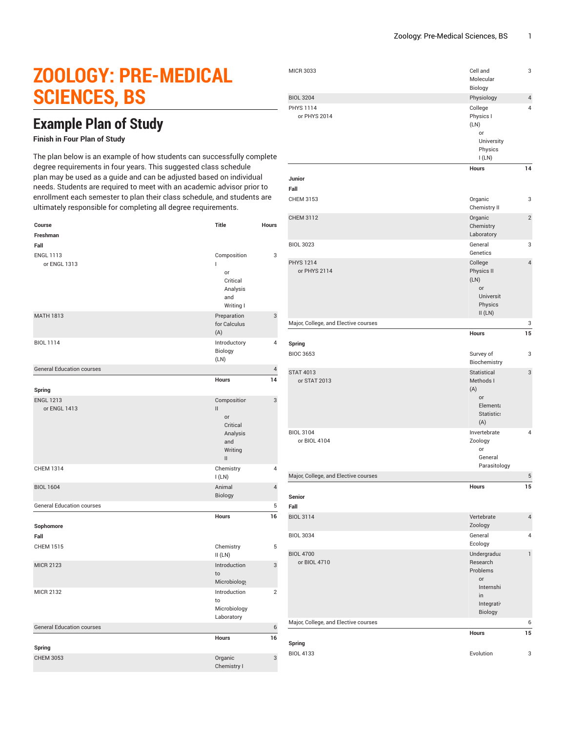# ZOOLOGY: PRE-MEDICAL SCIENCES, BS

## Example Plan of Study

**Finish in Four Plan of Study**

The plan below is an example of how students can successfully complete degree requirements in four years. This suggested class schedule plan may be used as a guide and can be adjusted based on individual needs. Students are required to meet with an academic advisor prior to enrollment each semester to plan their class schedule, and students are ultimately responsible for completing all degree requirements.

| Course | Title | Hours |
|---|---|---|
| **Freshman** | | |
| **Fall** | | |
| ENGL 1113<br>or ENGL 1313 | Composition I<br>or Critical Analysis and Writing I | 3 |
| MATH 1813 | Preparation for Calculus (A) | 3 |
| BIOL 1114 | Introductory Biology (LN) | 4 |
| General Education courses | | 4 |
| | **Hours** | **14** |
| **Spring** | | |
| ENGL 1213<br>or ENGL 1413 | Composition II<br>or Critical Analysis and Writing II | 3 |
| CHEM 1314 | Chemistry I (LN) | 4 |
| BIOL 1604 | Animal Biology | 4 |
| General Education courses | | 5 |
| | **Hours** | **16** |
| **Sophomore** | | |
| **Fall** | | |
| CHEM 1515 | Chemistry II (LN) | 5 |
| MICR 2123 | Introduction to Microbiology | 3 |
| MICR 2132 | Introduction to Microbiology Laboratory | 2 |
| General Education courses | | 6 |
| | **Hours** | **16** |
| **Spring** | | |
| CHEM 3053 | Organic Chemistry I | 3 |
| MICR 3033 | Cell and Molecular Biology | 3 |
| BIOL 3204 | Physiology | 4 |
| PHYS 1114<br>or PHYS 2014 | College Physics I (LN)<br>or University Physics I (LN) | 4 |
| | **Hours** | **14** |
| **Junior** | | |
| **Fall** | | |
| CHEM 3153 | Organic Chemistry II | 3 |
| CHEM 3112 | Organic Chemistry Laboratory | 2 |
| BIOL 3023 | General Genetics | 3 |
| PHYS 1214<br>or PHYS 2114 | College Physics II (LN)<br>or University Physics II (LN) | 4 |
| Major, College, and Elective courses | | 3 |
| | **Hours** | **15** |
| **Spring** | | |
| BIOC 3653 | Survey of Biochemistry | 3 |
| STAT 4013<br>or STAT 2013 | Statistical Methods I (A)<br>or Elementary Statistics (A) | 3 |
| BIOL 3104<br>or BIOL 4104 | Invertebrate Zoology<br>or General Parasitology | 4 |
| Major, College, and Elective courses | | 5 |
| | **Hours** | **15** |
| **Senior** | | |
| **Fall** | | |
| BIOL 3114 | Vertebrate Zoology | 4 |
| BIOL 3034 | General Ecology | 4 |
| BIOL 4700<br>or BIOL 4710 | Undergraduate Research Problems<br>or Internship in Integrative Biology | 1 |
| Major, College, and Elective courses | | 6 |
| | **Hours** | **15** |
| **Spring** | | |
| BIOL 4133 | Evolution | 3 |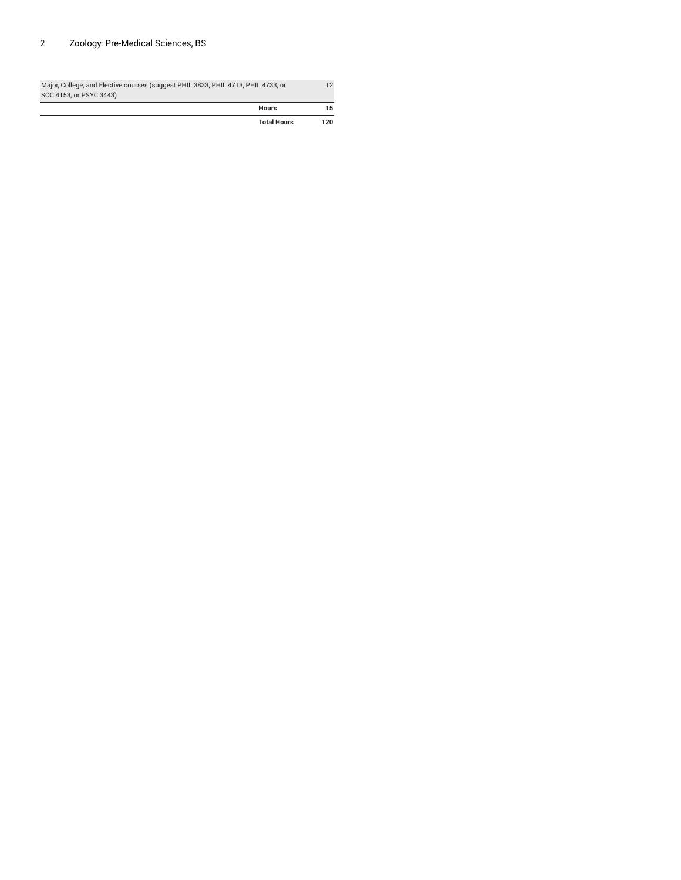| | |
|---|---|
| Major, College, and Elective courses (suggest PHIL 3833, PHIL 4713, PHIL 4733, or SOC 4153, or PSYC 3443) | 12 |
| **Hours** | **15** |
| **Total Hours** | **120** |